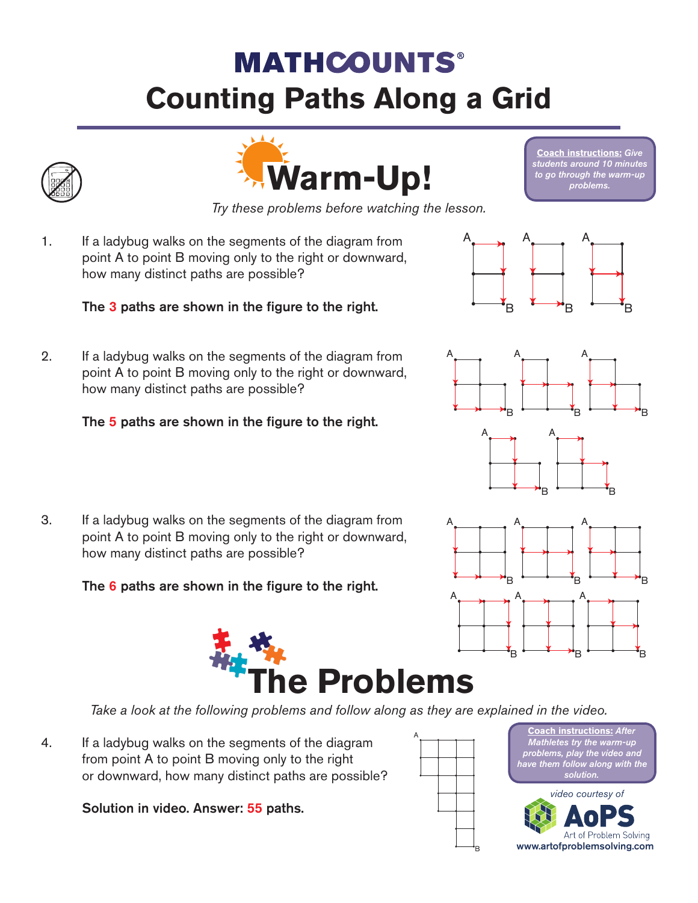# MATHCOUNTS®

# Counting Paths Along a Grid

## Warm-Up!

**Coach instructions:** *Give students around 10 minutes to go through the warm-up problems.*

*Try these problems before watching the lesson.*

1. If a ladybug walks on the segments of the diagram from point A to point B moving only to the right or downward, how many distinct paths are possible?

   **The 3 paths are shown in the figure to the right.**

2. If a ladybug walks on the segments of the diagram from point A to point B moving only to the right or downward, how many distinct paths are possible?

   **The 5 paths are shown in the figure to the right.**

3. If a ladybug walks on the segments of the diagram from point A to point B moving only to the right or downward, how many distinct paths are possible?

   **The 6 paths are shown in the figure to the right.**

## The Problems

*Take a look at the following problems and follow along as they are explained in the video.*

**Coach instructions:** *After Mathletes try the warm-up problems, play the video and have them follow along with the solution.*

*video courtesy of* AoPS Art of Problem Solving www.artofproblemsolving.com

4. If a ladybug walks on the segments of the diagram from point A to point B moving only to the right or downward, how many distinct paths are possible?

   **Solution in video. Answer: 55 paths.**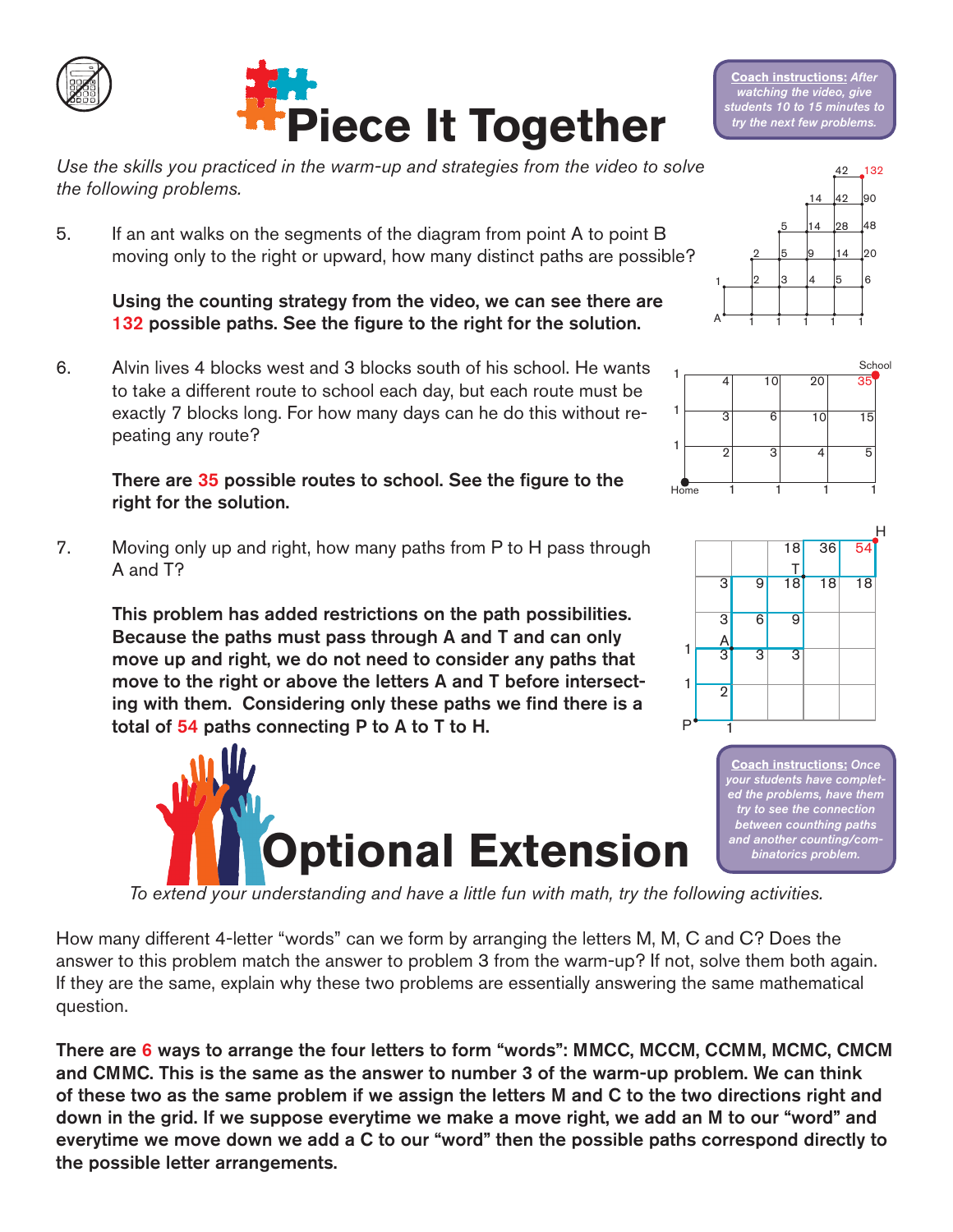# Piece It Together

**Coach instructions:** *After watching the video, give students 10 to 15 minutes to try the next few problems.*

*Use the skills you practiced in the warm-up and strategies from the video to solve the following problems.*

5. If an ant walks on the segments of the diagram from point A to point B moving only to the right or upward, how many distinct paths are possible?

 **Using the counting strategy from the video, we can see there are 132 possible paths. See the figure to the right for the solution.**

6. Alvin lives 4 blocks west and 3 blocks south of his school. He wants to take a different route to school each day, but each route must be exactly 7 blocks long. For how many days can he do this without re-peating any route?

 **There are 35 possible routes to school. See the figure to the right for the solution.**

7. Moving only up and right, how many paths from P to H pass through A and T?

 **This problem has added restrictions on the path possibilities. Because the paths must pass through A and T and can only move up and right, we do not need to consider any paths that move to the right or above the letters A and T before intersect-ing with them. Considering only these paths we find there is a total of 54 paths connecting P to A to T to H.**

# Optional Extension

**Coach instructions:** *Once your students have complet-ed the problems, have them try to see the connection between counthing paths and another counting/com-binatorics problem.*

*To extend your understanding and have a little fun with math, try the following activities.*

How many different 4-letter "words" can we form by arranging the letters M, M, C and C? Does the answer to this problem match the answer to problem 3 from the warm-up? If not, solve them both again. If they are the same, explain why these two problems are essentially answering the same mathematical question.

**There are 6 ways to arrange the four letters to form "words": MMCC, MCCM, CCMM, MCMC, CMCM and CMMC. This is the same as the answer to number 3 of the warm-up problem. We can think of these two as the same problem if we assign the letters M and C to the two directions right and down in the grid. If we suppose everytime we make a move right, we add an M to our "word" and everytime we move down we add a C to our "word" then the possible paths correspond directly to the possible letter arrangements.**